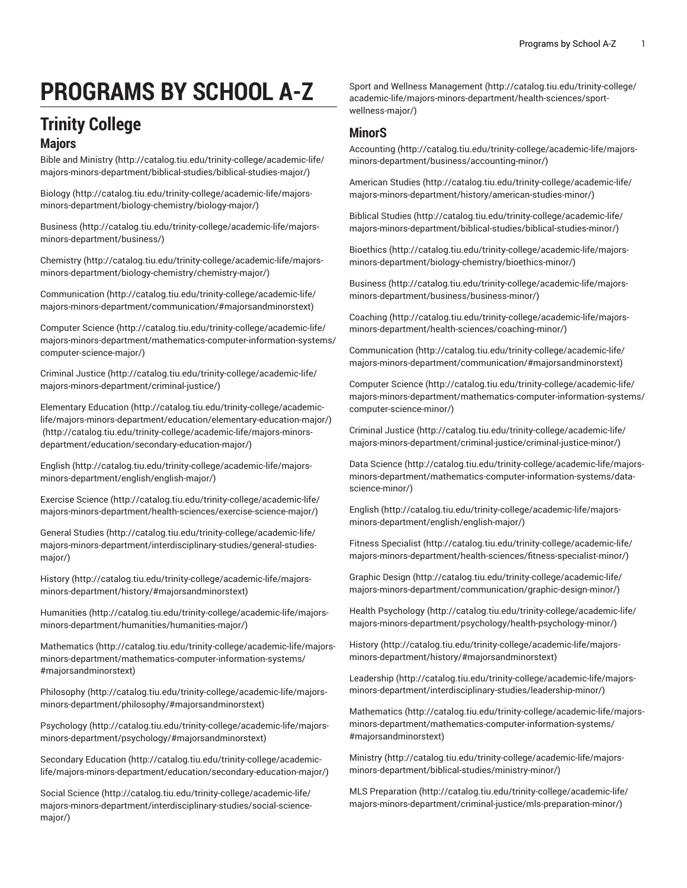# PROGRAMS BY SCHOOL A-Z

## Trinity College

### Majors

Bible and Ministry (http://catalog.tiu.edu/trinity-college/academic-life/majors-minors-department/biblical-studies/biblical-studies-major/)

Biology (http://catalog.tiu.edu/trinity-college/academic-life/majors-minors-department/biology-chemistry/biology-major/)

Business (http://catalog.tiu.edu/trinity-college/academic-life/majors-minors-department/business/)

Chemistry (http://catalog.tiu.edu/trinity-college/academic-life/majors-minors-department/biology-chemistry/chemistry-major/)

Communication (http://catalog.tiu.edu/trinity-college/academic-life/majors-minors-department/communication/#majorsandminorstext)

Computer Science (http://catalog.tiu.edu/trinity-college/academic-life/majors-minors-department/mathematics-computer-information-systems/computer-science-major/)

Criminal Justice (http://catalog.tiu.edu/trinity-college/academic-life/majors-minors-department/criminal-justice/)

Elementary Education (http://catalog.tiu.edu/trinity-college/academic-life/majors-minors-department/education/elementary-education-major/) (http://catalog.tiu.edu/trinity-college/academic-life/majors-minors-department/education/secondary-education-major/)

English (http://catalog.tiu.edu/trinity-college/academic-life/majors-minors-department/english/english-major/)

Exercise Science (http://catalog.tiu.edu/trinity-college/academic-life/majors-minors-department/health-sciences/exercise-science-major/)

General Studies (http://catalog.tiu.edu/trinity-college/academic-life/majors-minors-department/interdisciplinary-studies/general-studies-major/)

History (http://catalog.tiu.edu/trinity-college/academic-life/majors-minors-department/history/#majorsandminorstext)

Humanities (http://catalog.tiu.edu/trinity-college/academic-life/majors-minors-department/humanities/humanities-major/)

Mathematics (http://catalog.tiu.edu/trinity-college/academic-life/majors-minors-department/mathematics-computer-information-systems/#majorsandminorstext)

Philosophy (http://catalog.tiu.edu/trinity-college/academic-life/majors-minors-department/philosophy/#majorsandminorstext)

Psychology (http://catalog.tiu.edu/trinity-college/academic-life/majors-minors-department/psychology/#majorsandminorstext)

Secondary Education (http://catalog.tiu.edu/trinity-college/academic-life/majors-minors-department/education/secondary-education-major/)

Social Science (http://catalog.tiu.edu/trinity-college/academic-life/majors-minors-department/interdisciplinary-studies/social-science-major/)

Sport and Wellness Management (http://catalog.tiu.edu/trinity-college/academic-life/majors-minors-department/health-sciences/sport-wellness-major/)

### MinorS

Accounting (http://catalog.tiu.edu/trinity-college/academic-life/majors-minors-department/business/accounting-minor/)

American Studies (http://catalog.tiu.edu/trinity-college/academic-life/majors-minors-department/history/american-studies-minor/)

Biblical Studies (http://catalog.tiu.edu/trinity-college/academic-life/majors-minors-department/biblical-studies/biblical-studies-minor/)

Bioethics (http://catalog.tiu.edu/trinity-college/academic-life/majors-minors-department/biology-chemistry/bioethics-minor/)

Business (http://catalog.tiu.edu/trinity-college/academic-life/majors-minors-department/business/business-minor/)

Coaching (http://catalog.tiu.edu/trinity-college/academic-life/majors-minors-department/health-sciences/coaching-minor/)

Communication (http://catalog.tiu.edu/trinity-college/academic-life/majors-minors-department/communication/#majorsandminorstext)

Computer Science (http://catalog.tiu.edu/trinity-college/academic-life/majors-minors-department/mathematics-computer-information-systems/computer-science-minor/)

Criminal Justice (http://catalog.tiu.edu/trinity-college/academic-life/majors-minors-department/criminal-justice/criminal-justice-minor/)

Data Science (http://catalog.tiu.edu/trinity-college/academic-life/majors-minors-department/mathematics-computer-information-systems/data-science-minor/)

English (http://catalog.tiu.edu/trinity-college/academic-life/majors-minors-department/english/english-major/)

Fitness Specialist (http://catalog.tiu.edu/trinity-college/academic-life/majors-minors-department/health-sciences/fitness-specialist-minor/)

Graphic Design (http://catalog.tiu.edu/trinity-college/academic-life/majors-minors-department/communication/graphic-design-minor/)

Health Psychology (http://catalog.tiu.edu/trinity-college/academic-life/majors-minors-department/psychology/health-psychology-minor/)

History (http://catalog.tiu.edu/trinity-college/academic-life/majors-minors-department/history/#majorsandminorstext)

Leadership (http://catalog.tiu.edu/trinity-college/academic-life/majors-minors-department/interdisciplinary-studies/leadership-minor/)

Mathematics (http://catalog.tiu.edu/trinity-college/academic-life/majors-minors-department/mathematics-computer-information-systems/#majorsandminorstext)

Ministry (http://catalog.tiu.edu/trinity-college/academic-life/majors-minors-department/biblical-studies/ministry-minor/)

MLS Preparation (http://catalog.tiu.edu/trinity-college/academic-life/majors-minors-department/criminal-justice/mls-preparation-minor/)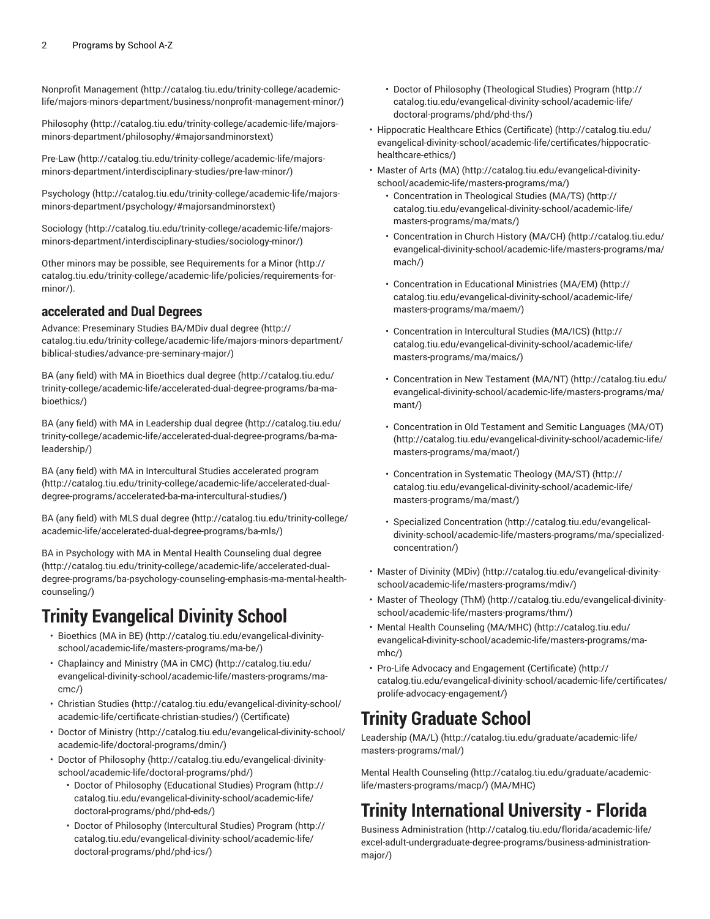Nonprofit Management (http://catalog.tiu.edu/trinity-college/academic-life/majors-minors-department/business/nonprofit-management-minor/)

Philosophy (http://catalog.tiu.edu/trinity-college/academic-life/majors-minors-department/philosophy/#majorsandminorstext)

Pre-Law (http://catalog.tiu.edu/trinity-college/academic-life/majors-minors-department/interdisciplinary-studies/pre-law-minor/)

Psychology (http://catalog.tiu.edu/trinity-college/academic-life/majors-minors-department/psychology/#majorsandminorstext)

Sociology (http://catalog.tiu.edu/trinity-college/academic-life/majors-minors-department/interdisciplinary-studies/sociology-minor/)

Other minors may be possible, see Requirements for a Minor (http://catalog.tiu.edu/trinity-college/academic-life/policies/requirements-for-minor/).

### accelerated and Dual Degrees

Advance: Preseminary Studies BA/MDiv dual degree (http://catalog.tiu.edu/trinity-college/academic-life/majors-minors-department/biblical-studies/advance-pre-seminary-major/)

BA (any field) with MA in Bioethics dual degree (http://catalog.tiu.edu/trinity-college/academic-life/accelerated-dual-degree-programs/ba-ma-bioethics/)

BA (any field) with MA in Leadership dual degree (http://catalog.tiu.edu/trinity-college/academic-life/accelerated-dual-degree-programs/ba-ma-leadership/)

BA (any field) with MA in Intercultural Studies accelerated program (http://catalog.tiu.edu/trinity-college/academic-life/accelerated-dual-degree-programs/accelerated-ba-ma-intercultural-studies/)

BA (any field) with MLS dual degree (http://catalog.tiu.edu/trinity-college/academic-life/accelerated-dual-degree-programs/ba-mls/)

BA in Psychology with MA in Mental Health Counseling dual degree (http://catalog.tiu.edu/trinity-college/academic-life/accelerated-dual-degree-programs/ba-psychology-counseling-emphasis-ma-mental-health-counseling/)

# Trinity Evangelical Divinity School

- Bioethics (MA in BE) (http://catalog.tiu.edu/evangelical-divinity-school/academic-life/masters-programs/ma-be/)
- Chaplaincy and Ministry (MA in CMC) (http://catalog.tiu.edu/evangelical-divinity-school/academic-life/masters-programs/ma-cmc/)
- Christian Studies (http://catalog.tiu.edu/evangelical-divinity-school/academic-life/certificate-christian-studies/) (Certificate)
- Doctor of Ministry (http://catalog.tiu.edu/evangelical-divinity-school/academic-life/doctoral-programs/dmin/)
- Doctor of Philosophy (http://catalog.tiu.edu/evangelical-divinity-school/academic-life/doctoral-programs/phd/)
  - Doctor of Philosophy (Educational Studies) Program (http://catalog.tiu.edu/evangelical-divinity-school/academic-life/doctoral-programs/phd/phd-eds/)
  - Doctor of Philosophy (Intercultural Studies) Program (http://catalog.tiu.edu/evangelical-divinity-school/academic-life/doctoral-programs/phd/phd-ics/)
  - Doctor of Philosophy (Theological Studies) Program (http://catalog.tiu.edu/evangelical-divinity-school/academic-life/doctoral-programs/phd/phd-ths/)
- Hippocratic Healthcare Ethics (Certificate) (http://catalog.tiu.edu/evangelical-divinity-school/academic-life/certificates/hippocratic-healthcare-ethics/)
- Master of Arts (MA) (http://catalog.tiu.edu/evangelical-divinity-school/academic-life/masters-programs/ma/)
  - Concentration in Theological Studies (MA/TS) (http://catalog.tiu.edu/evangelical-divinity-school/academic-life/masters-programs/ma/mats/)
  - Concentration in Church History (MA/CH) (http://catalog.tiu.edu/evangelical-divinity-school/academic-life/masters-programs/ma/mach/)
  - Concentration in Educational Ministries (MA/EM) (http://catalog.tiu.edu/evangelical-divinity-school/academic-life/masters-programs/ma/maem/)
  - Concentration in Intercultural Studies (MA/ICS) (http://catalog.tiu.edu/evangelical-divinity-school/academic-life/masters-programs/ma/maics/)
  - Concentration in New Testament (MA/NT) (http://catalog.tiu.edu/evangelical-divinity-school/academic-life/masters-programs/ma/mant/)
  - Concentration in Old Testament and Semitic Languages (MA/OT) (http://catalog.tiu.edu/evangelical-divinity-school/academic-life/masters-programs/ma/maot/)
  - Concentration in Systematic Theology (MA/ST) (http://catalog.tiu.edu/evangelical-divinity-school/academic-life/masters-programs/ma/mast/)
  - Specialized Concentration (http://catalog.tiu.edu/evangelical-divinity-school/academic-life/masters-programs/ma/specialized-concentration/)
- Master of Divinity (MDiv) (http://catalog.tiu.edu/evangelical-divinity-school/academic-life/masters-programs/mdiv/)
- Master of Theology (ThM) (http://catalog.tiu.edu/evangelical-divinity-school/academic-life/masters-programs/thm/)
- Mental Health Counseling (MA/MHC) (http://catalog.tiu.edu/evangelical-divinity-school/academic-life/masters-programs/ma-mhc/)
- Pro-Life Advocacy and Engagement (Certificate) (http://catalog.tiu.edu/evangelical-divinity-school/academic-life/certificates/prolife-advocacy-engagement/)

# Trinity Graduate School

Leadership (MA/L) (http://catalog.tiu.edu/graduate/academic-life/masters-programs/mal/)

Mental Health Counseling (http://catalog.tiu.edu/graduate/academic-life/masters-programs/macp/) (MA/MHC)

# Trinity International University - Florida

Business Administration (http://catalog.tiu.edu/florida/academic-life/excel-adult-undergraduate-degree-programs/business-administration-major/)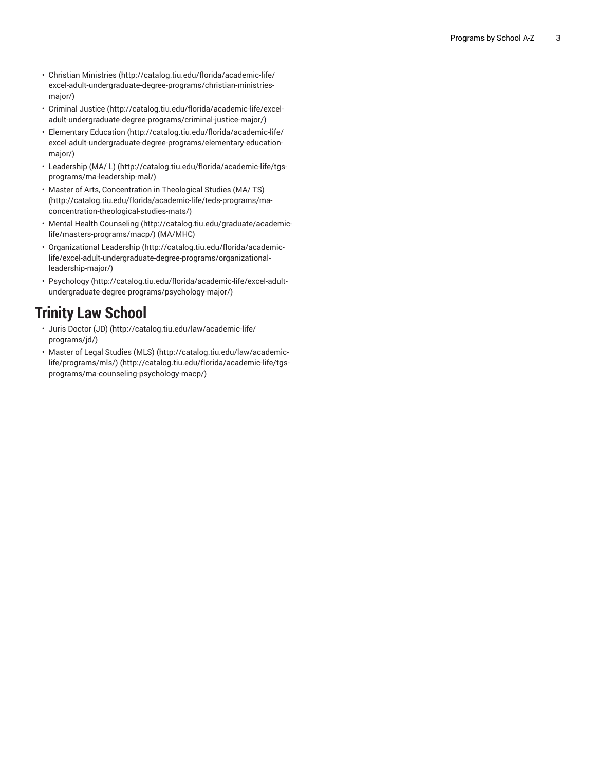- Christian Ministries (http://catalog.tiu.edu/florida/academic-life/excel-adult-undergraduate-degree-programs/christian-ministries-major/)
- Criminal Justice (http://catalog.tiu.edu/florida/academic-life/excel-adult-undergraduate-degree-programs/criminal-justice-major/)
- Elementary Education (http://catalog.tiu.edu/florida/academic-life/excel-adult-undergraduate-degree-programs/elementary-education-major/)
- Leadership (MA/ L) (http://catalog.tiu.edu/florida/academic-life/tgs-programs/ma-leadership-mal/)
- Master of Arts, Concentration in Theological Studies (MA/ TS) (http://catalog.tiu.edu/florida/academic-life/teds-programs/ma-concentration-theological-studies-mats/)
- Mental Health Counseling (http://catalog.tiu.edu/graduate/academic-life/masters-programs/macp/) (MA/MHC)
- Organizational Leadership (http://catalog.tiu.edu/florida/academic-life/excel-adult-undergraduate-degree-programs/organizational-leadership-major/)
- Psychology (http://catalog.tiu.edu/florida/academic-life/excel-adult-undergraduate-degree-programs/psychology-major/)

## Trinity Law School

- Juris Doctor (JD) (http://catalog.tiu.edu/law/academic-life/programs/jd/)
- Master of Legal Studies (MLS) (http://catalog.tiu.edu/law/academic-life/programs/mls/) (http://catalog.tiu.edu/florida/academic-life/tgs-programs/ma-counseling-psychology-macp/)